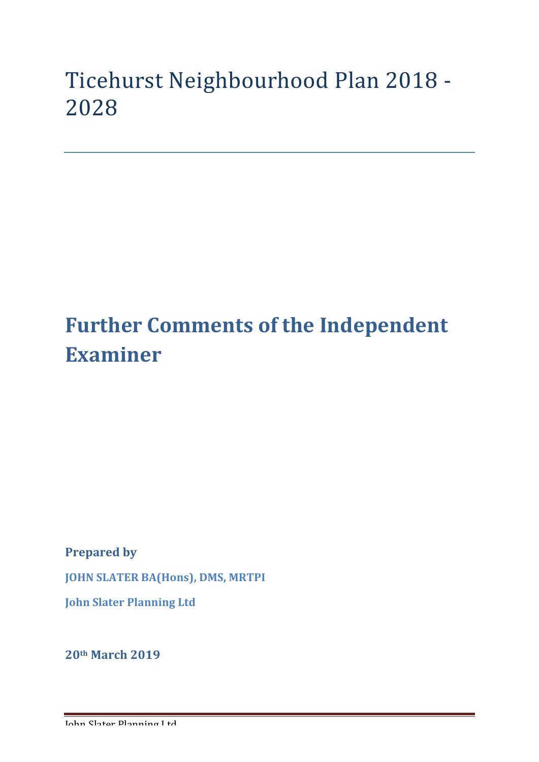# Ticehurst Neighbourhood Plan 2018 - 2028

## Further Comments of the Independent Examiner

**Prepared by**

**JOHN SLATER BA(Hons), DMS, MRTPI**

**John Slater Planning Ltd**

**20th March 2019**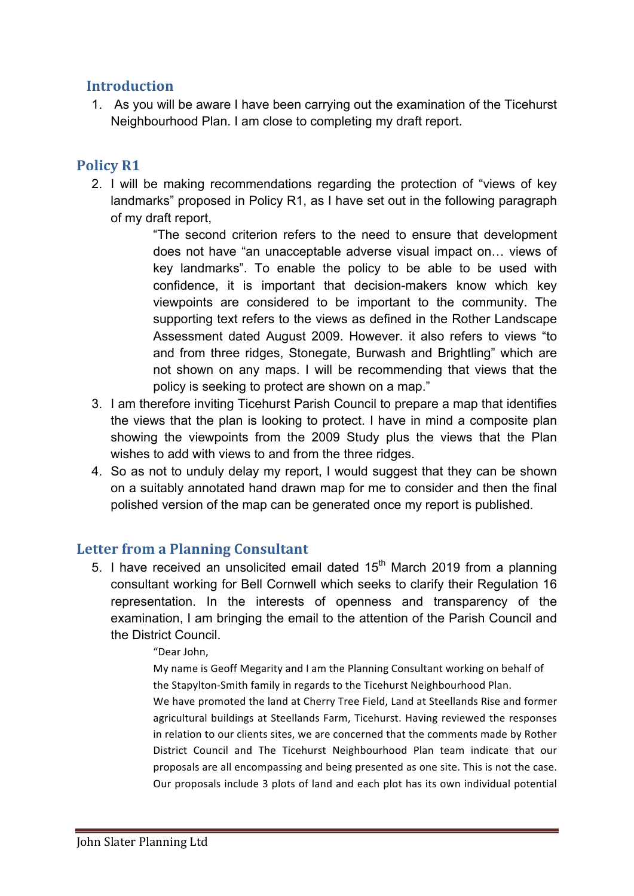## Introduction

1. As you will be aware I have been carrying out the examination of the Ticehurst Neighbourhood Plan. I am close to completing my draft report.

## Policy R1

2. I will be making recommendations regarding the protection of "views of key landmarks" proposed in Policy R1, as I have set out in the following paragraph of my draft report,

   > "The second criterion refers to the need to ensure that development does not have "an unacceptable adverse visual impact on… views of key landmarks". To enable the policy to be able to be used with confidence, it is important that decision-makers know which key viewpoints are considered to be important to the community. The supporting text refers to the views as defined in the Rother Landscape Assessment dated August 2009. However. it also refers to views "to and from three ridges, Stonegate, Burwash and Brightling" which are not shown on any maps. I will be recommending that views that the policy is seeking to protect are shown on a map."

3. I am therefore inviting Ticehurst Parish Council to prepare a map that identifies the views that the plan is looking to protect. I have in mind a composite plan showing the viewpoints from the 2009 Study plus the views that the Plan wishes to add with views to and from the three ridges.

4. So as not to unduly delay my report, I would suggest that they can be shown on a suitably annotated hand drawn map for me to consider and then the final polished version of the map can be generated once my report is published.

## Letter from a Planning Consultant

5. I have received an unsolicited email dated 15th March 2019 from a planning consultant working for Bell Cornwell which seeks to clarify their Regulation 16 representation. In the interests of openness and transparency of the examination, I am bringing the email to the attention of the Parish Council and the District Council.

   > "Dear John,
   >
   > My name is Geoff Megarity and I am the Planning Consultant working on behalf of the Stapylton-Smith family in regards to the Ticehurst Neighbourhood Plan.
   >
   > We have promoted the land at Cherry Tree Field, Land at Steellands Rise and former agricultural buildings at Steellands Farm, Ticehurst. Having reviewed the responses in relation to our clients sites, we are concerned that the comments made by Rother District Council and The Ticehurst Neighbourhood Plan team indicate that our proposals are all encompassing and being presented as one site. This is not the case. Our proposals include 3 plots of land and each plot has its own individual potential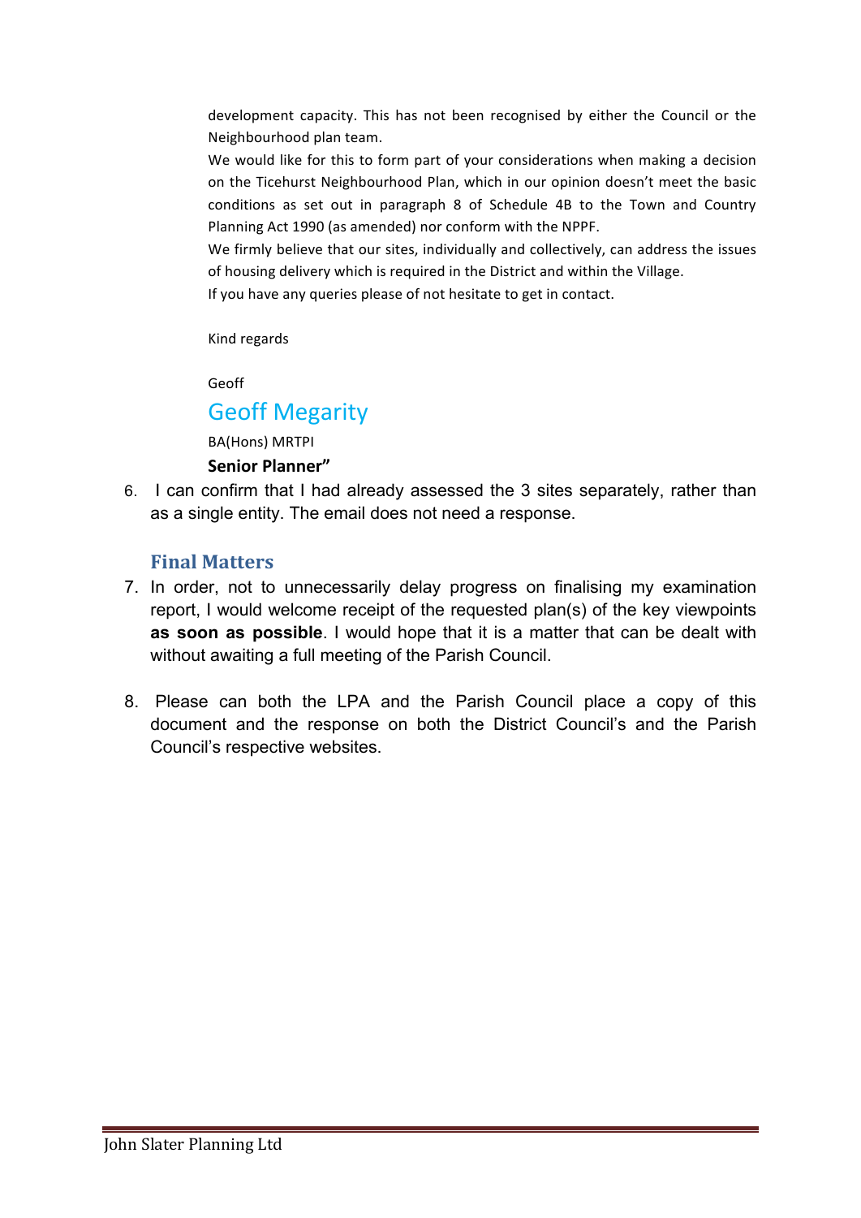development capacity. This has not been recognised by either the Council or the Neighbourhood plan team.

We would like for this to form part of your considerations when making a decision on the Ticehurst Neighbourhood Plan, which in our opinion doesn't meet the basic conditions as set out in paragraph 8 of Schedule 4B to the Town and Country Planning Act 1990 (as amended) nor conform with the NPPF.

We firmly believe that our sites, individually and collectively, can address the issues of housing delivery which is required in the District and within the Village.

If you have any queries please of not hesitate to get in contact.

Kind regards

Geoff

Geoff Megarity

BA(Hons) MRTPI

**Senior Planner"**

6. I can confirm that I had already assessed the 3 sites separately, rather than as a single entity. The email does not need a response.

## Final Matters

7. In order, not to unnecessarily delay progress on finalising my examination report, I would welcome receipt of the requested plan(s) of the key viewpoints **as soon as possible**. I would hope that it is a matter that can be dealt with without awaiting a full meeting of the Parish Council.

8. Please can both the LPA and the Parish Council place a copy of this document and the response on both the District Council's and the Parish Council's respective websites.